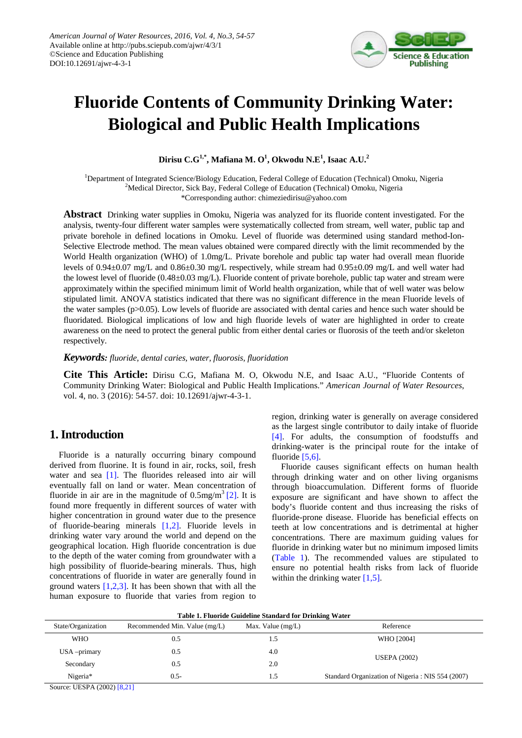American Journal of Water Resources, 2016, Vol. 4, No.3, 54-57
Available online at http://pubs.sciepub.com/ajwr/4/3/1
©Science and Education Publishing
DOI:10.12691/ajwr-4-3-1

# Fluoride Contents of Community Drinking Water: Biological and Public Health Implications

**Dirisu C.G[1,*], Mafiana M. O[1], Okwodu N.E[1], Isaac A.U.[2]**

[1]Department of Integrated Science/Biology Education, Federal College of Education (Technical) Omoku, Nigeria
[2]Medical Director, Sick Bay, Federal College of Education (Technical) Omoku, Nigeria
*Corresponding author: chimeziedirisu@yahoo.com

**Abstract** Drinking water supplies in Omoku, Nigeria was analyzed for its fluoride content investigated. For the analysis, twenty-four different water samples were systematically collected from stream, well water, public tap and private borehole in defined locations in Omoku. Level of fluoride was determined using standard method-Ion-Selective Electrode method. The mean values obtained were compared directly with the limit recommended by the World Health organization (WHO) of 1.0mg/L. Private borehole and public tap water had overall mean fluoride levels of 0.94±0.07 mg/L and 0.86±0.30 mg/L respectively, while stream had 0.95±0.09 mg/L and well water had the lowest level of fluoride (0.48±0.03 mg/L). Fluoride content of private borehole, public tap water and stream were approximately within the specified minimum limit of World health organization, while that of well water was below stipulated limit. ANOVA statistics indicated that there was no significant difference in the mean Fluoride levels of the water samples ($p>0.05$). Low levels of fluoride are associated with dental caries and hence such water should be fluoridated. Biological implications of low and high fluoride levels of water are highlighted in order to create awareness on the need to protect the general public from either dental caries or fluorosis of the teeth and/or skeleton respectively.

***Keywords:*** *fluoride, dental caries, water, fluorosis, fluoridation*

**Cite This Article:** Dirisu C.G, Mafiana M. O, Okwodu N.E, and Isaac A.U., "Fluoride Contents of Community Drinking Water: Biological and Public Health Implications." *American Journal of Water Resources*, vol. 4, no. 3 (2016): 54-57. doi: 10.12691/ajwr-4-3-1.

## 1. Introduction

Fluoride is a naturally occurring binary compound derived from fluorine. It is found in air, rocks, soil, fresh water and sea [1]. The fluorides released into air will eventually fall on land or water. Mean concentration of fluoride in air are in the magnitude of $0.5mg/m^3$ [2]. It is found more frequently in different sources of water with higher concentration in ground water due to the presence of fluoride-bearing minerals [1,2]. Fluoride levels in drinking water vary around the world and depend on the geographical location. High fluoride concentration is due to the depth of the water coming from groundwater with a high possibility of fluoride-bearing minerals. Thus, high concentrations of fluoride in water are generally found in ground waters [1,2,3]. It has been shown that with all the human exposure to fluoride that varies from region to region, drinking water is generally on average considered as the largest single contributor to daily intake of fluoride [4]. For adults, the consumption of foodstuffs and drinking-water is the principal route for the intake of fluoride [5,6].

Fluoride causes significant effects on human health through drinking water and on other living organisms through bioaccumulation. Different forms of fluoride exposure are significant and have shown to affect the body's fluoride content and thus increasing the risks of fluoride-prone disease. Fluoride has beneficial effects on teeth at low concentrations and is detrimental at higher concentrations. There are maximum guiding values for fluoride in drinking water but no minimum imposed limits (Table 1). The recommended values are stipulated to ensure no potential health risks from lack of fluoride within the drinking water [1,5].

**Table 1. Fluoride Guideline Standard for Drinking Water**

| State/Organization | Recommended Min. Value (mg/L) | Max. Value (mg/L) | Reference |
|---|---|---|---|
| WHO | 0.5 | 1.5 | WHO [2004] |
| USA –primary | 0.5 | 4.0 | USEPA (2002) |
| Secondary | 0.5 | 2.0 | |
| Nigeria* | 0.5- | 1.5 | Standard Organization of Nigeria : NIS 554 (2007) |

Source: UESPA (2002) [8,21]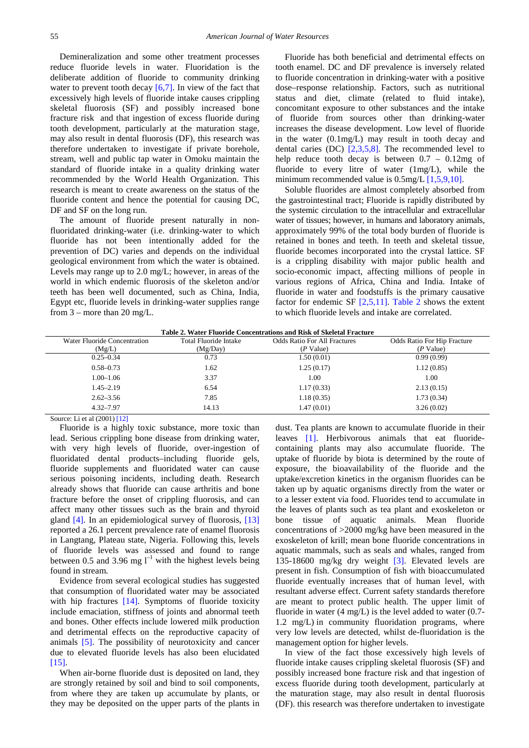Demineralization and some other treatment processes reduce fluoride levels in water. Fluoridation is the deliberate addition of fluoride to community drinking water to prevent tooth decay [6,7]. In view of the fact that excessively high levels of fluoride intake causes crippling skeletal fluorosis (SF) and possibly increased bone fracture risk and that ingestion of excess fluoride during tooth development, particularly at the maturation stage, may also result in dental fluorosis (DF), this research was therefore undertaken to investigate if private borehole, stream, well and public tap water in Omoku maintain the standard of fluoride intake in a quality drinking water recommended by the World Health Organization. This research is meant to create awareness on the status of the fluoride content and hence the potential for causing DC, DF and SF on the long run.

The amount of fluoride present naturally in non-fluoridated drinking-water (i.e. drinking-water to which fluoride has not been intentionally added for the prevention of DC) varies and depends on the individual geological environment from which the water is obtained. Levels may range up to 2.0 mg/L; however, in areas of the world in which endemic fluorosis of the skeleton and/or teeth has been well documented, such as China, India, Egypt etc, fluoride levels in drinking-water supplies range from 3 – more than 20 mg/L.

Fluoride has both beneficial and detrimental effects on tooth enamel. DC and DF prevalence is inversely related to fluoride concentration in drinking-water with a positive dose–response relationship. Factors, such as nutritional status and diet, climate (related to fluid intake), concomitant exposure to other substances and the intake of fluoride from sources other than drinking-water increases the disease development. Low level of fluoride in the water (0.1mg/L) may result in tooth decay and dental caries (DC) [2,3,5,8]. The recommended level to help reduce tooth decay is between 0.7 – 0.12mg of fluoride to every litre of water (1mg/L), while the minimum recommended value is 0.5mg/L [1,5,9,10].

Soluble fluorides are almost completely absorbed from the gastrointestinal tract; Fluoride is rapidly distributed by the systemic circulation to the intracellular and extracellular water of tissues; however, in humans and laboratory animals, approximately 99% of the total body burden of fluoride is retained in bones and teeth. In teeth and skeletal tissue, fluoride becomes incorporated into the crystal lattice. SF is a crippling disability with major public health and socio-economic impact, affecting millions of people in various regions of Africa, China and India. Intake of fluoride in water and foodstuffs is the primary causative factor for endemic SF [2,5,11]. Table 2 shows the extent to which fluoride levels and intake are correlated.

**Table 2. Water Fluoride Concentrations and Risk of Skeletal Fracture**

| Water Fluoride Concentration (Mg/L) | Total Fluoride Intake (Mg/Day) | Odds Ratio For All Fractures (*P* Value) | Odds Ratio For Hip Fracture (*P* Value) |
|---|---|---|---|
| 0.25–0.34 | 0.73 | 1.50 (0.01) | 0.99 (0.99) |
| 0.58–0.73 | 1.62 | 1.25 (0.17) | 1.12 (0.85) |
| 1.00–1.06 | 3.37 | 1.00 | 1.00 |
| 1.45–2.19 | 6.54 | 1.17 (0.33) | 2.13 (0.15) |
| 2.62–3.56 | 7.85 | 1.18 (0.35) | 1.73 (0.34) |
| 4.32–7.97 | 14.13 | 1.47 (0.01) | 3.26 (0.02) |

Source: Li et al (2001) [12]

Fluoride is a highly toxic substance, more toxic than lead. Serious crippling bone disease from drinking water, with very high levels of fluoride, over-ingestion of fluoridated dental products–including fluoride gels, fluoride supplements and fluoridated water can cause serious poisoning incidents, including death. Research already shows that fluoride can cause arthritis and bone fracture before the onset of crippling fluorosis, and can affect many other tissues such as the brain and thyroid gland [4]. In an epidemiological survey of fluorosis, [13] reported a 26.1 percent prevalence rate of enamel fluorosis in Langtang, Plateau state, Nigeria. Following this, levels of fluoride levels was assessed and found to range between 0.5 and 3.96 mg $l^{-1}$ with the highest levels being found in stream.

Evidence from several ecological studies has suggested that consumption of fluoridated water may be associated with hip fractures [14]. Symptoms of fluoride toxicity include emaciation, stiffness of joints and abnormal teeth and bones. Other effects include lowered milk production and detrimental effects on the reproductive capacity of animals [5]. The possibility of neurotoxicity and cancer due to elevated fluoride levels has also been elucidated [15].

When air-borne fluoride dust is deposited on land, they are strongly retained by soil and bind to soil components, from where they are taken up accumulate by plants, or they may be deposited on the upper parts of the plants in dust. Tea plants are known to accumulate fluoride in their leaves [1]. Herbivorous animals that eat fluoride-containing plants may also accumulate fluoride. The uptake of fluoride by biota is determined by the route of exposure, the bioavailability of the fluoride and the uptake/excretion kinetics in the organism fluorides can be taken up by aquatic organisms directly from the water or to a lesser extent via food. Fluorides tend to accumulate in the leaves of plants such as tea plant and exoskeleton or bone tissue of aquatic animals. Mean fluoride concentrations of >2000 mg/kg have been measured in the exoskeleton of krill; mean bone fluoride concentrations in aquatic mammals, such as seals and whales, ranged from 135-18600 mg/kg dry weight [3]. Elevated levels are present in fish. Consumption of fish with bioaccumulated fluoride eventually increases that of human level, with resultant adverse effect. Current safety standards therefore are meant to protect public health. The upper limit of fluoride in water (4 mg/L) is the level added to water (0.7-1.2 mg/L) in community fluoridation programs, where very low levels are detected, whilst de-fluoridation is the management option for higher levels.

In view of the fact those excessively high levels of fluoride intake causes crippling skeletal fluorosis (SF) and possibly increased bone fracture risk and that ingestion of excess fluoride during tooth development, particularly at the maturation stage, may also result in dental fluorosis (DF). this research was therefore undertaken to investigate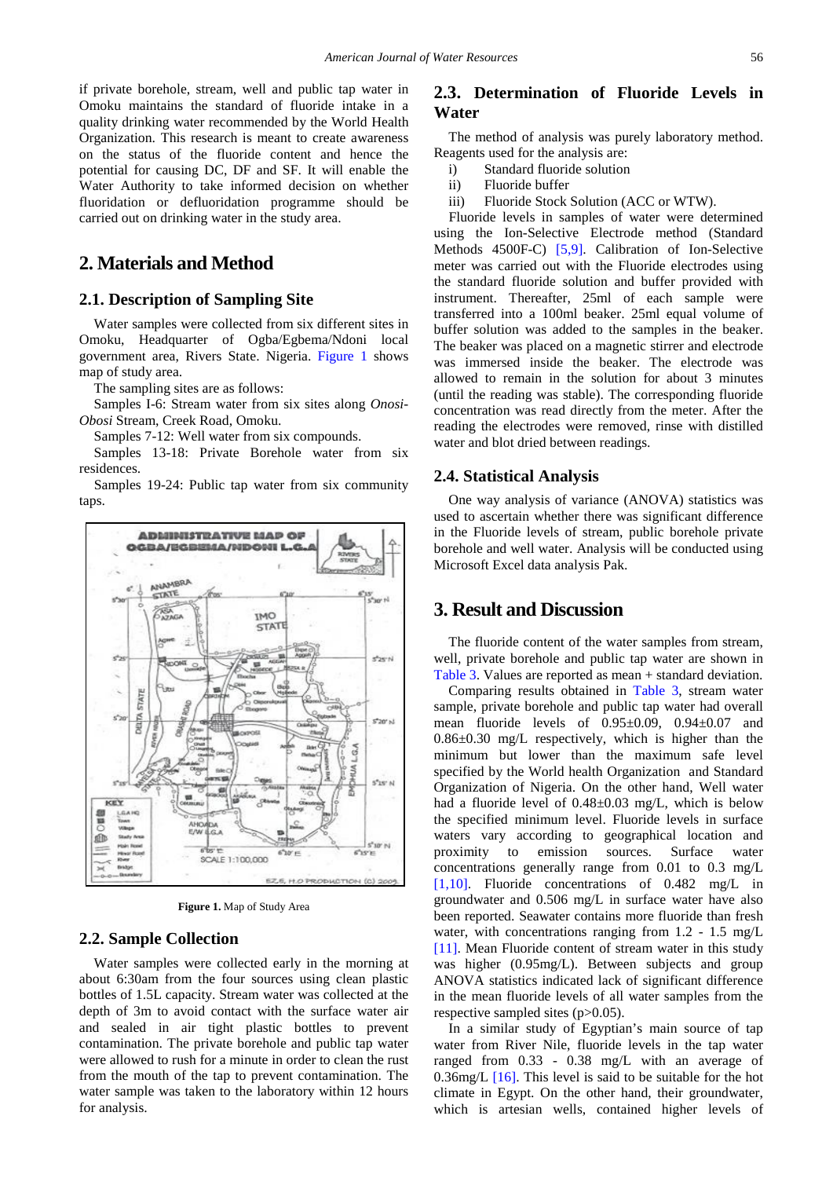if private borehole, stream, well and public tap water in Omoku maintains the standard of fluoride intake in a quality drinking water recommended by the World Health Organization. This research is meant to create awareness on the status of the fluoride content and hence the potential for causing DC, DF and SF. It will enable the Water Authority to take informed decision on whether fluoridation or defluoridation programme should be carried out on drinking water in the study area.

## 2. Materials and Method

### 2.1. Description of Sampling Site

Water samples were collected from six different sites in Omoku, Headquarter of Ogba/Egbema/Ndoni local government area, Rivers State. Nigeria. Figure 1 shows map of study area.

The sampling sites are as follows:

Samples I-6: Stream water from six sites along *Onosi-Obosi* Stream, Creek Road, Omoku.

Samples 7-12: Well water from six compounds.

Samples 13-18: Private Borehole water from six residences.

Samples 19-24: Public tap water from six community taps.

**Figure 1.** Map of Study Area

### 2.2. Sample Collection

Water samples were collected early in the morning at about 6:30am from the four sources using clean plastic bottles of 1.5L capacity. Stream water was collected at the depth of 3m to avoid contact with the surface water air and sealed in air tight plastic bottles to prevent contamination. The private borehole and public tap water were allowed to rush for a minute in order to clean the rust from the mouth of the tap to prevent contamination. The water sample was taken to the laboratory within 12 hours for analysis.

### 2.3. Determination of Fluoride Levels in Water

The method of analysis was purely laboratory method. Reagents used for the analysis are:

i) Standard fluoride solution
ii) Fluoride buffer
iii) Fluoride Stock Solution (ACC or WTW).

Fluoride levels in samples of water were determined using the Ion-Selective Electrode method (Standard Methods 4500F-C) [5,9]. Calibration of Ion-Selective meter was carried out with the Fluoride electrodes using the standard fluoride solution and buffer provided with instrument. Thereafter, 25ml of each sample were transferred into a 100ml beaker. 25ml equal volume of buffer solution was added to the samples in the beaker. The beaker was placed on a magnetic stirrer and electrode was immersed inside the beaker. The electrode was allowed to remain in the solution for about 3 minutes (until the reading was stable). The corresponding fluoride concentration was read directly from the meter. After the reading the electrodes were removed, rinse with distilled water and blot dried between readings.

### 2.4. Statistical Analysis

One way analysis of variance (ANOVA) statistics was used to ascertain whether there was significant difference in the Fluoride levels of stream, public borehole private borehole and well water. Analysis will be conducted using Microsoft Excel data analysis Pak.

## 3. Result and Discussion

The fluoride content of the water samples from stream, well, private borehole and public tap water are shown in Table 3. Values are reported as mean + standard deviation.

Comparing results obtained in Table 3, stream water sample, private borehole and public tap water had overall mean fluoride levels of $0.95 \pm 0.09$, $0.94 \pm 0.07$ and $0.86 \pm 0.30$ mg/L respectively, which is higher than the minimum but lower than the maximum safe level specified by the World health Organization and Standard Organization of Nigeria. On the other hand, Well water had a fluoride level of $0.48 \pm 0.03$ mg/L, which is below the specified minimum level. Fluoride levels in surface waters vary according to geographical location and proximity to emission sources. Surface water concentrations generally range from 0.01 to 0.3 mg/L [1,10]. Fluoride concentrations of 0.482 mg/L in groundwater and 0.506 mg/L in surface water have also been reported. Seawater contains more fluoride than fresh water, with concentrations ranging from 1.2 - 1.5 mg/L [11]. Mean Fluoride content of stream water in this study was higher (0.95mg/L). Between subjects and group ANOVA statistics indicated lack of significant difference in the mean fluoride levels of all water samples from the respective sampled sites ($p > 0.05$).

In a similar study of Egyptian's main source of tap water from River Nile, fluoride levels in the tap water ranged from 0.33 - 0.38 mg/L with an average of 0.36mg/L [16]. This level is said to be suitable for the hot climate in Egypt. On the other hand, their groundwater, which is artesian wells, contained higher levels of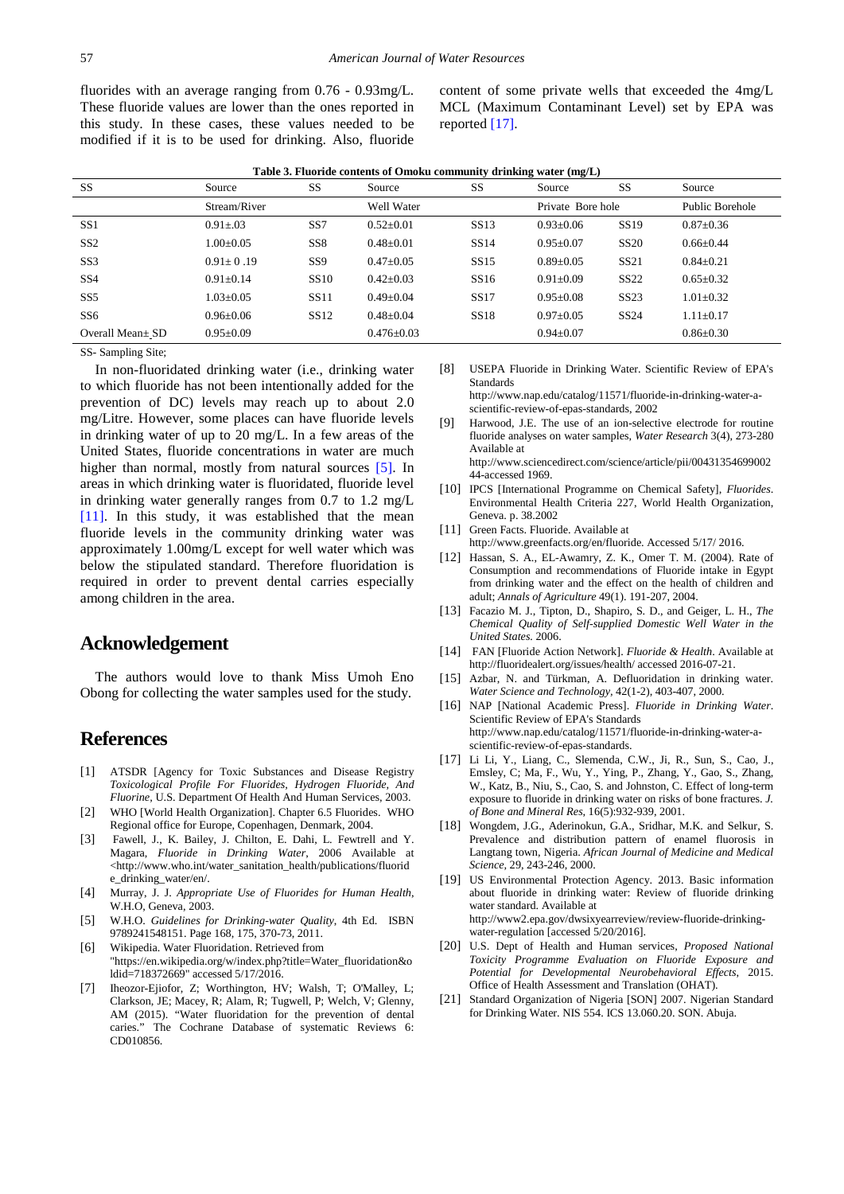fluorides with an average ranging from 0.76 - 0.93mg/L. These fluoride values are lower than the ones reported in this study. In these cases, these values needed to be modified if it is to be used for drinking. Also, fluoride content of some private wells that exceeded the 4mg/L MCL (Maximum Contaminant Level) set by EPA was reported [17].

**Table 3. Fluoride contents of Omoku community drinking water (mg/L)**

| SS | Source | SS | Source | SS | Source | SS | Source |
|---|---|---|---|---|---|---|---|
| | Stream/River | | Well Water | | Private Bore hole | | Public Borehole |
| SS1 | 0.91±.03 | SS7 | 0.52±0.01 | SS13 | 0.93±0.06 | SS19 | 0.87±0.36 |
| SS2 | 1.00±0.05 | SS8 | 0.48±0.01 | SS14 | 0.95±0.07 | SS20 | 0.66±0.44 |
| SS3 | 0.91± 0 .19 | SS9 | 0.47±0.05 | SS15 | 0.89±0.05 | SS21 | 0.84±0.21 |
| SS4 | 0.91±0.14 | SS10 | 0.42±0.03 | SS16 | 0.91±0.09 | SS22 | 0.65±0.32 |
| SS5 | 1.03±0.05 | SS11 | 0.49±0.04 | SS17 | 0.95±0.08 | SS23 | 1.01±0.32 |
| SS6 | 0.96±0.06 | SS12 | 0.48±0.04 | SS18 | 0.97±0.05 | SS24 | 1.11±0.17 |
| Overall Mean± SD | 0.95±0.09 | | 0.476±0.03 | | 0.94±0.07 | | 0.86±0.30 |

SS- Sampling Site;

In non-fluoridated drinking water (i.e., drinking water to which fluoride has not been intentionally added for the prevention of DC) levels may reach up to about 2.0 mg/Litre. However, some places can have fluoride levels in drinking water of up to 20 mg/L. In a few areas of the United States, fluoride concentrations in water are much higher than normal, mostly from natural sources [5]. In areas in which drinking water is fluoridated, fluoride level in drinking water generally ranges from 0.7 to 1.2 mg/L [11]. In this study, it was established that the mean fluoride levels in the community drinking water was approximately 1.00mg/L except for well water which was below the stipulated standard. Therefore fluoridation is required in order to prevent dental carries especially among children in the area.

## Acknowledgement

The authors would love to thank Miss Umoh Eno Obong for collecting the water samples used for the study.

## References

[1] ATSDR [Agency for Toxic Substances and Disease Registry *Toxicological Profile For Fluorides, Hydrogen Fluoride, And Fluorine*, U.S. Department Of Health And Human Services, 2003.

[2] WHO [World Health Organization]. Chapter 6.5 Fluorides. WHO Regional office for Europe, Copenhagen, Denmark, 2004.

[3] Fawell, J., K. Bailey, J. Chilton, E. Dahi, L. Fewtrell and Y. Magara, *Fluoride in Drinking Water*, 2006 Available at <http://www.who.int/water_sanitation_health/publications/fluoride_drinking_water/en/.

[4] Murray, J. J. *Appropriate Use of Fluorides for Human Health*, W.H.O, Geneva, 2003.

[5] W.H.O. *Guidelines for Drinking-water Quality*, 4th Ed. ISBN 9789241548151. Page 168, 175, 370-73, 2011.

[6] Wikipedia. Water Fluoridation. Retrieved from "https://en.wikipedia.org/w/index.php?title=Water_fluoridation&oldid=718372669" accessed 5/17/2016.

[7] Iheozor-Ejiofor, Z; Worthington, HV; Walsh, T; O'Malley, L; Clarkson, JE; Macey, R; Alam, R; Tugwell, P; Welch, V; Glenny, AM (2015). "Water fluoridation for the prevention of dental caries." The Cochrane Database of systematic Reviews 6: CD010856.

[8] USEPA Fluoride in Drinking Water. Scientific Review of EPA's Standards http://www.nap.edu/catalog/11571/fluoride-in-drinking-water-a-scientific-review-of-epas-standards, 2002

[9] Harwood, J.E. The use of an ion-selective electrode for routine fluoride analyses on water samples, *Water Research* 3(4), 273-280 Available at http://www.sciencedirect.com/science/article/pii/0043135469900244-accessed 1969.

[10] IPCS [International Programme on Chemical Safety], *Fluorides*. Environmental Health Criteria 227, World Health Organization, Geneva. p. 38.2002

[11] Green Facts. Fluoride. Available at http://www.greenfacts.org/en/fluoride. Accessed 5/17/ 2016.

[12] Hassan, S. A., EL-Awamry, Z. K., Omer T. M. (2004). Rate of Consumption and recommendations of Fluoride intake in Egypt from drinking water and the effect on the health of children and adult; *Annals of Agriculture* 49(1). 191-207, 2004.

[13] Facazio M. J., Tipton, D., Shapiro, S. D., and Geiger, L. H., *The Chemical Quality of Self-supplied Domestic Well Water in the United States.* 2006.

[14] FAN [Fluoride Action Network]. *Fluoride & Health*. Available at http://fluoridealert.org/issues/health/ accessed 2016-07-21.

[15] Azbar, N. and Türkman, A. Defluoridation in drinking water. *Water Science and Technology*, 42(1-2), 403-407, 2000.

[16] NAP [National Academic Press]. *Fluoride in Drinking Water*. Scientific Review of EPA's Standards http://www.nap.edu/catalog/11571/fluoride-in-drinking-water-a-scientific-review-of-epas-standards.

[17] Li Li, Y., Liang, C., Slemenda, C.W., Ji, R., Sun, S., Cao, J., Emsley, C; Ma, F., Wu, Y., Ying, P., Zhang, Y., Gao, S., Zhang, W., Katz, B., Niu, S., Cao, S. and Johnston, C. Effect of long-term exposure to fluoride in drinking water on risks of bone fractures. *J. of Bone and Mineral Res*, 16(5):932-939, 2001.

[18] Wongdem, J.G., Aderinokun, G.A., Sridhar, M.K. and Selkur, S. Prevalence and distribution pattern of enamel fluorosis in Langtang town, Nigeria. *African Journal of Medicine and Medical Science*, 29, 243-246, 2000.

[19] US Environmental Protection Agency. 2013. Basic information about fluoride in drinking water: Review of fluoride drinking water standard. Available at http://www2.epa.gov/dwsixyearreview/review-fluoride-drinking-water-regulation [accessed 5/20/2016].

[20] U.S. Dept of Health and Human services, *Proposed National Toxicity Programme Evaluation on Fluoride Exposure and Potential for Developmental Neurobehavioral Effects*, 2015. Office of Health Assessment and Translation (OHAT).

[21] Standard Organization of Nigeria [SON] 2007. Nigerian Standard for Drinking Water. NIS 554. ICS 13.060.20. SON. Abuja.